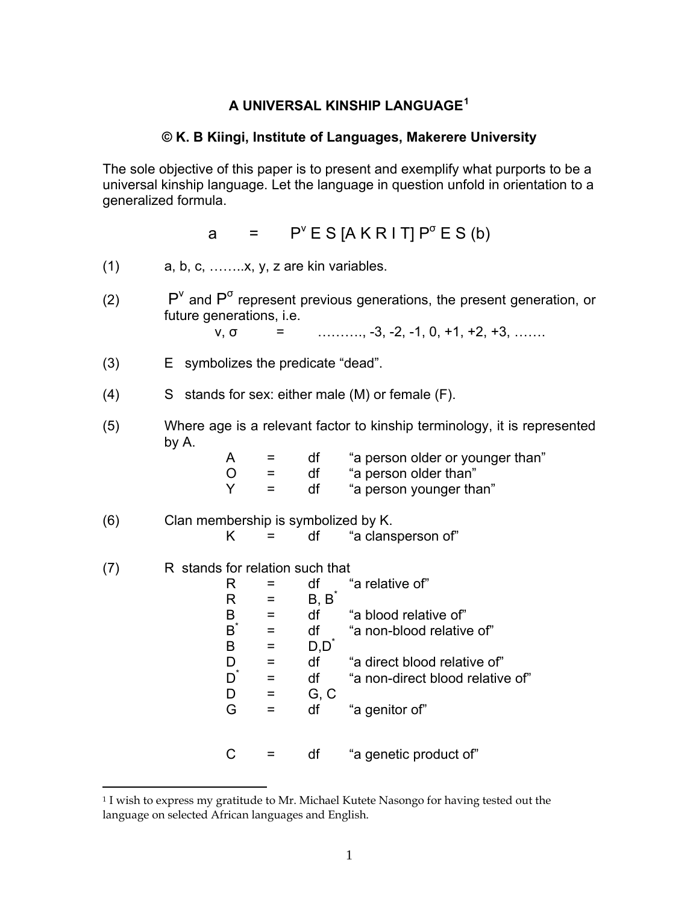# A UNIVERSAL KINSHIP LANGUAGE[1]

**© K. B Kiingi, Institute of Languages, Makerere University**

The sole objective of this paper is to present and exemplify what purports to be a universal kinship language. Let the language in question unfold in orientation to a generalized formula.

$$a \quad = \quad P^{v}\ E\ S\ [A\ K\ R\ I\ T]\ P^{\sigma}\ E\ S\ (b)$$

(1) a, b, c, ……..x, y, z are kin variables.

(2) $P^{v}$ and $P^{\sigma}$ represent previous generations, the present generation, or future generations, i.e.

$$v, \sigma \quad = \quad \ldots\ldots\ldots, -3, -2, -1, 0, +1, +2, +3, \ldots\ldots$$

(3) E symbolizes the predicate "dead".

(4) S stands for sex: either male (M) or female (F).

(5) Where age is a relevant factor to kinship terminology, it is represented by A.

| | | | |
|---|---|---|---|
| A | = | df | "a person older or younger than" |
| O | = | df | "a person older than" |
| Y | = | df | "a person younger than" |

(6) Clan membership is symbolized by K.

| | | | |
|---|---|---|---|
| K | = | df | "a clansperson of" |

(7) R stands for relation such that

| | | | |
|---|---|---|---|
| R | = | df | "a relative of" |
| R | = | $B, B^{*}$ | |
| B | = | df | "a blood relative of" |
| $B^{*}$ | = | df | "a non-blood relative of" |
| B | = | $D, D^{*}$ | |
| D | = | df | "a direct blood relative of" |
| $D^{*}$ | = | df | "a non-direct blood relative of" |
| D | = | G, C | |
| G | = | df | "a genitor of" |
| C | = | df | "a genetic product of" |

[1] I wish to express my gratitude to Mr. Michael Kutete Nasongo for having tested out the language on selected African languages and English.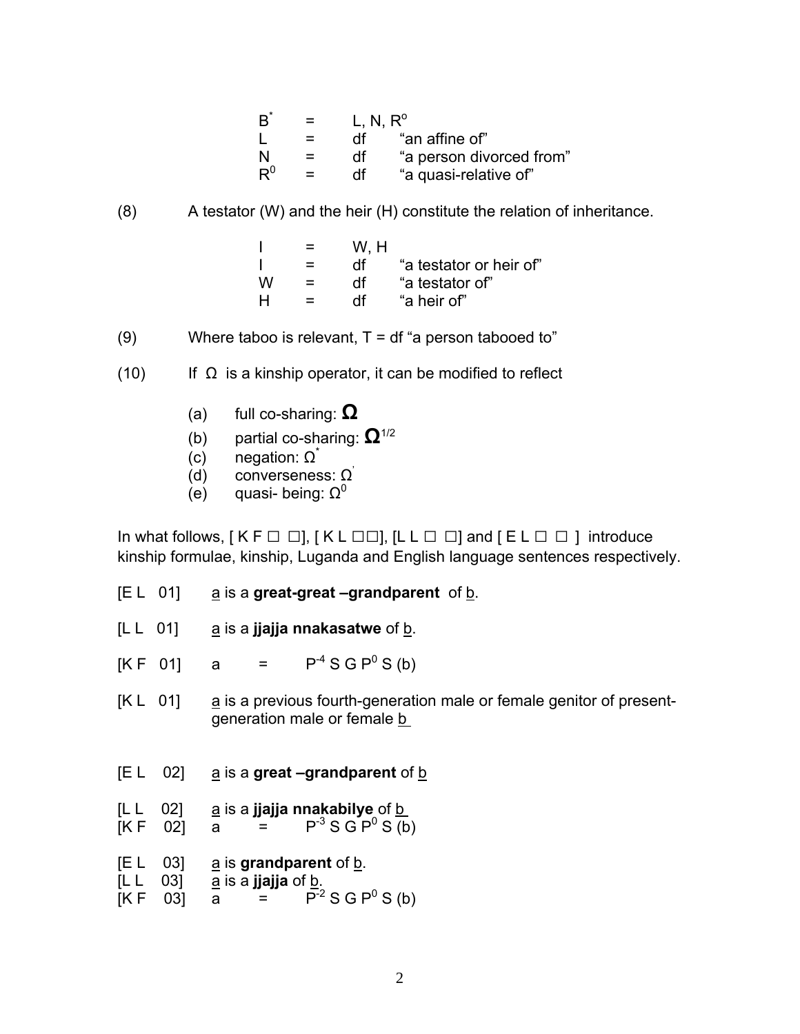$B^* \;=\; L, N, R^o$

$L \;=\;$ df "an affine of"

$N \;=\;$ df "a person divorced from"

$R^0 \;=\;$ df "a quasi-relative of"

(8) A testator (W) and the heir (H) constitute the relation of inheritance.

$I \;=\; W, H$

$I \;=\;$ df "a testator or heir of"

$W \;=\;$ df "a testator of"

$H \;=\;$ df "a heir of"

(9) Where taboo is relevant, T = df "a person tabooed to"

(10) If $\Omega$ is a kinship operator, it can be modified to reflect

- (a) full co-sharing: $\mathbf{\Omega}$
- (b) partial co-sharing: $\mathbf{\Omega}^{1/2}$
- (c) negation: $\Omega^*$
- (d) converseness: $\Omega'$
- (e) quasi- being: $\Omega^0$

In what follows, [ K F □ □], [ K L □□], [L L □ □] and [ E L □ □ ] introduce kinship formulae, kinship, Luganda and English language sentences respectively.

[E L 01] a is a **great-great –grandparent** of b.

[L L 01] a is a **jjajja nnakasatwe** of b.

[K F 01] a = $P^{-4}\, S\, G\, P^0\, S\, (b)$

[K L 01] a is a previous fourth-generation male or female genitor of present-generation male or female b

[E L 02] a is a **great –grandparent** of b

[L L 02] a is a **jjajja nnakabilye** of b

[K F 02] a = $P^{-3}\, S\, G\, P^0\, S\, (b)$

[E L 03] a is **grandparent** of b.

[L L 03] a is a **jjajja** of b.

[K F 03] a = $P^{-2}\, S\, G\, P^0\, S\, (b)$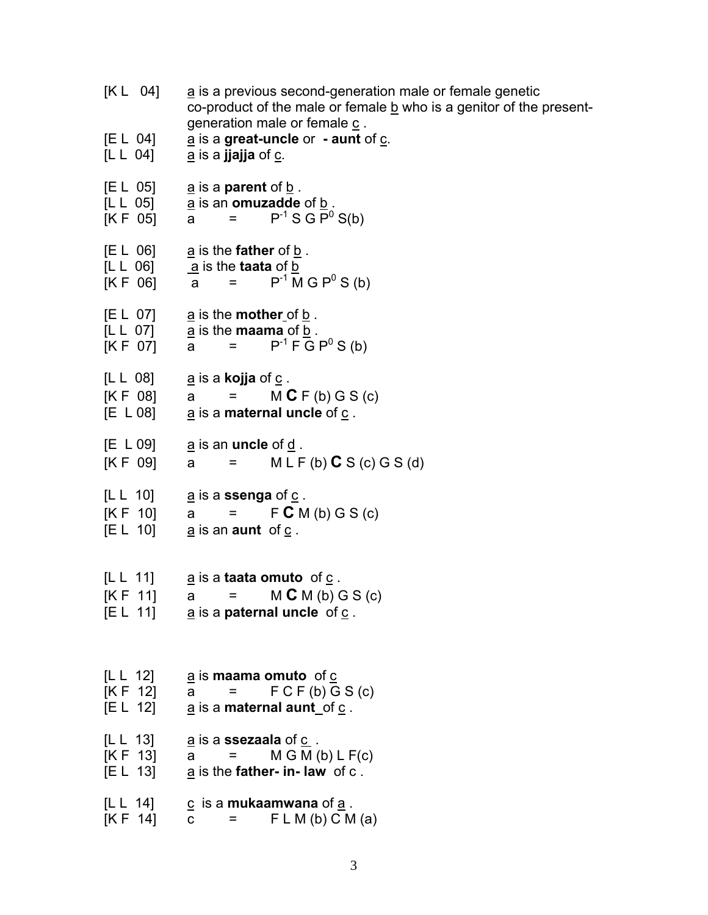[K L 04] a is a previous second-generation male or female genetic co-product of the male or female b who is a genitor of the present-generation male or female c .

[E L 04] a is a **great-uncle** or **- aunt** of c.

[L L 04] a is a **jjajja** of c.

[E L 05] a is a **parent** of b .

[L L 05] a is an **omuzadde** of b .

[K F 05] a = $P^{-1}$ S G $P^0$ S(b)

[E L 06] a is the **father** of b .

[L L 06] a is the **taata** of b

[K F 06] a = $P^{-1}$ M G $P^0$ S (b)

[E L 07] a is the **mother** of b .

[L L 07] a is the **maama** of b .

[K F 07] a = $P^{-1}$ F G $P^0$ S (b)

[L L 08] a is a **kojja** of c .

[K F 08] a = M **C** F (b) G S (c)

[E L 08] a is a **maternal uncle** of c .

[E L 09] a is an **uncle** of d .

[K F 09] a = M L F (b) **C** S (c) G S (d)

[L L 10] a is a **ssenga** of c .

[K F 10] a = F **C** M (b) G S (c)

[E L 10] a is an **aunt** of c .

[L L 11] a is a **taata omuto** of c .

[K F 11] a = M **C** M (b) G S (c)

[E L 11] a is a **paternal uncle** of c .

[L L 12] a is **maama omuto** of c

[K F 12] a = F C F (b) G S (c)

[E L 12] a is a **maternal aunt** of c .

[L L 13] a is a **ssezaala** of c .

[K F 13] a = M G M (b) L F(c)

[E L 13] a is the **father- in- law** of c .

[L L 14] c is a **mukaamwana** of a .

[K F 14] c = F L M (b) C M (a)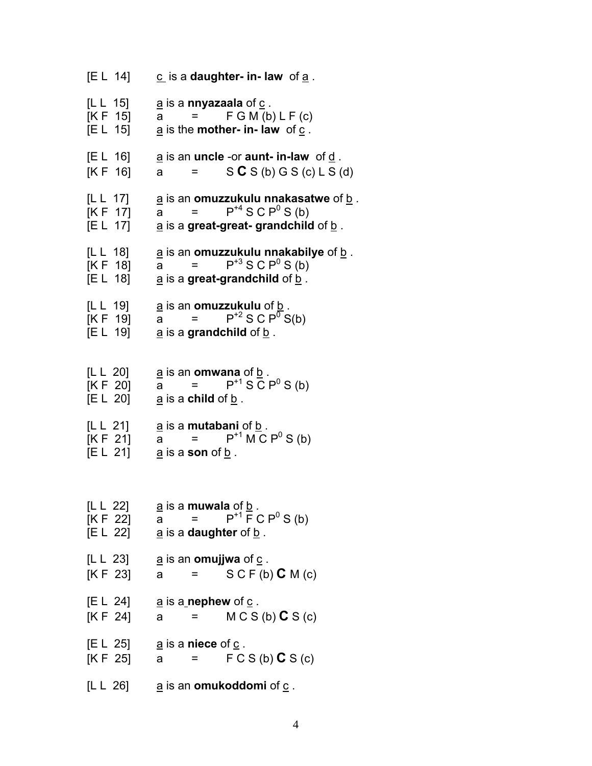[E L 14] c is a **daughter- in- law** of a .

[L L 15] a is a **nnyazaala** of c .
[K F 15] a = F G M (b) L F (c)
[E L 15] a is the **mother- in- law** of c .

[E L 16] a is an **uncle** -or **aunt- in-law** of d .
[K F 16] a = S **C** S (b) G S (c) L S (d)

[L L 17] a is an **omuzzukulu nnakasatwe** of b .
[K F 17] a = $P^{+4}$ S C $P^{0}$ S (b)
[E L 17] a is a **great-great- grandchild** of b .

[L L 18] a is an **omuzzukulu nnakabilye** of b .
[K F 18] a = $P^{+3}$ S C $P^{0}$ S (b)
[E L 18] a is a **great-grandchild** of b .

[L L 19] a is an **omuzzukulu** of b .
[K F 19] a = $P^{+2}$ S C $P^{0}$ S(b)
[E L 19] a is a **grandchild** of b .

[L L 20] a is an **omwana** of b .
[K F 20] a = $P^{+1}$ S C $P^{0}$ S (b)
[E L 20] a is a **child** of b .

[L L 21] a is a **mutabani** of b .
[K F 21] a = $P^{+1}$ M C $P^{0}$ S (b)
[E L 21] a is a **son** of b .

[L L 22] a is a **muwala** of b .
[K F 22] a = $P^{+1}$ F C $P^{0}$ S (b)
[E L 22] a is a **daughter** of b .

[L L 23] a is an **omujjwa** of c .
[K F 23] a = S C F (b) **C** M (c)

[E L 24] a is a **nephew** of c .
[K F 24] a = M C S (b) **C** S (c)

[E L 25] a is a **niece** of c .
[K F 25] a = F C S (b) **C** S (c)

[L L 26] a is an **omukoddomi** of c .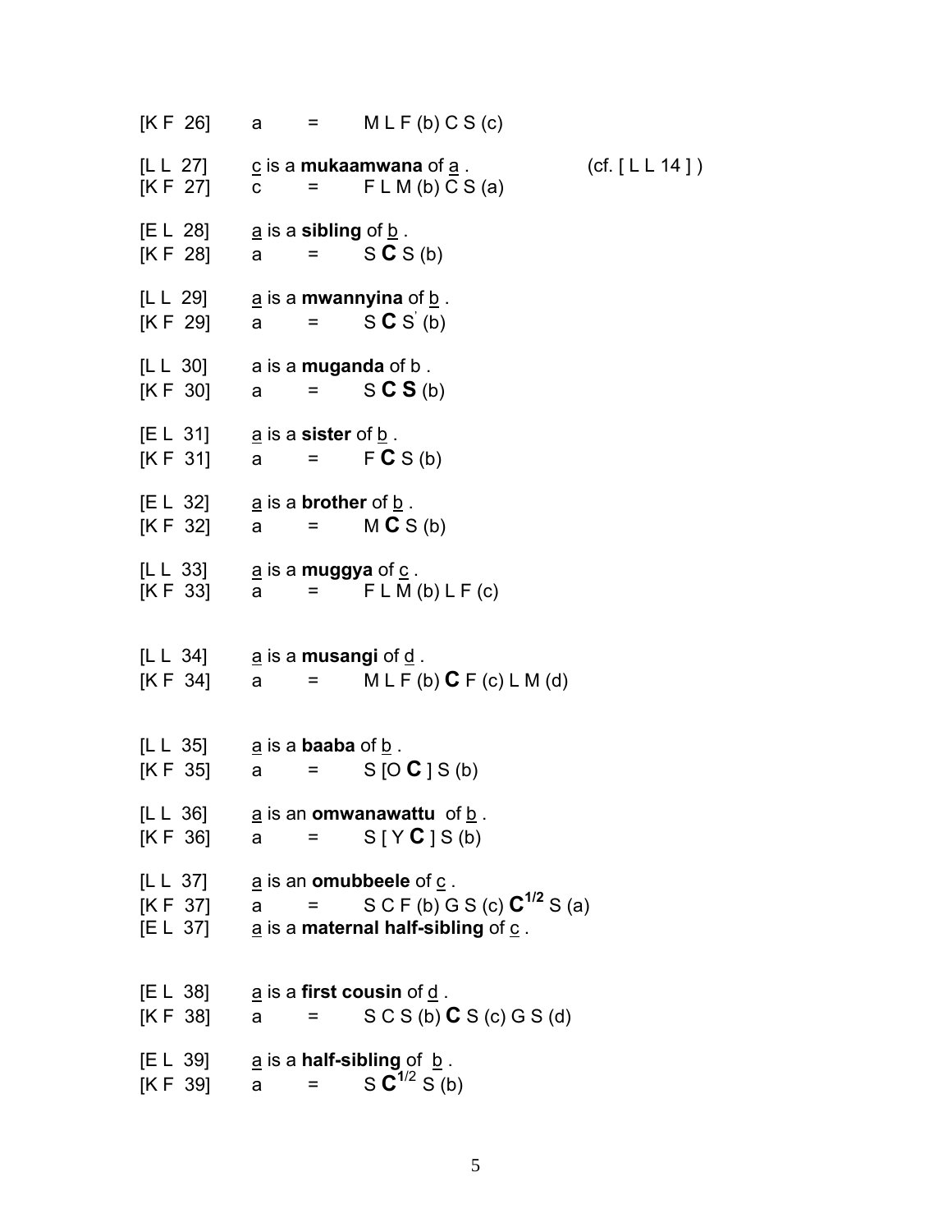[K F 26]  a  =  M L F (b) C S (c)

[L L 27]  c is a **mukaamwana** of a .  (cf. [ L L 14 ] )
[K F 27]  c  =  F L M (b) C S (a)

[E L 28]  a is a **sibling** of b .
[K F 28]  a  =  S **C** S (b)

[L L 29]  a is a **mwannyina** of b .
[K F 29]  a  =  S **C** S' (b)

[L L 30]  a is a **muganda** of b .
[K F 30]  a  =  S **C S** (b)

[E L 31]  a is a **sister** of b .
[K F 31]  a  =  F **C** S (b)

[E L 32]  a is a **brother** of b .
[K F 32]  a  =  M **C** S (b)

[L L 33]  a is a **muggya** of c .
[K F 33]  a  =  F L M (b) L F (c)

[L L 34]  a is a **musangi** of d .
[K F 34]  a  =  M L F (b) **C** F (c) L M (d)

[L L 35]  a is a **baaba** of b .
[K F 35]  a  =  S [O **C** ] S (b)

[L L 36]  a is an **omwanawattu** of b .
[K F 36]  a  =  S [ Y **C** ] S (b)

[L L 37]  a is an **omubbeele** of c .
[K F 37]  a  =  S C F (b) G S (c) $\mathbf{C}^{1/2}$ S (a)
[E L 37]  a is a **maternal half-sibling** of c .

[E L 38]  a is a **first cousin** of d .
[K F 38]  a  =  S C S (b) **C** S (c) G S (d)

[E L 39]  a is a **half-sibling** of b .
[K F 39]  a  =  S $\mathbf{C}^{1/2}$ S (b)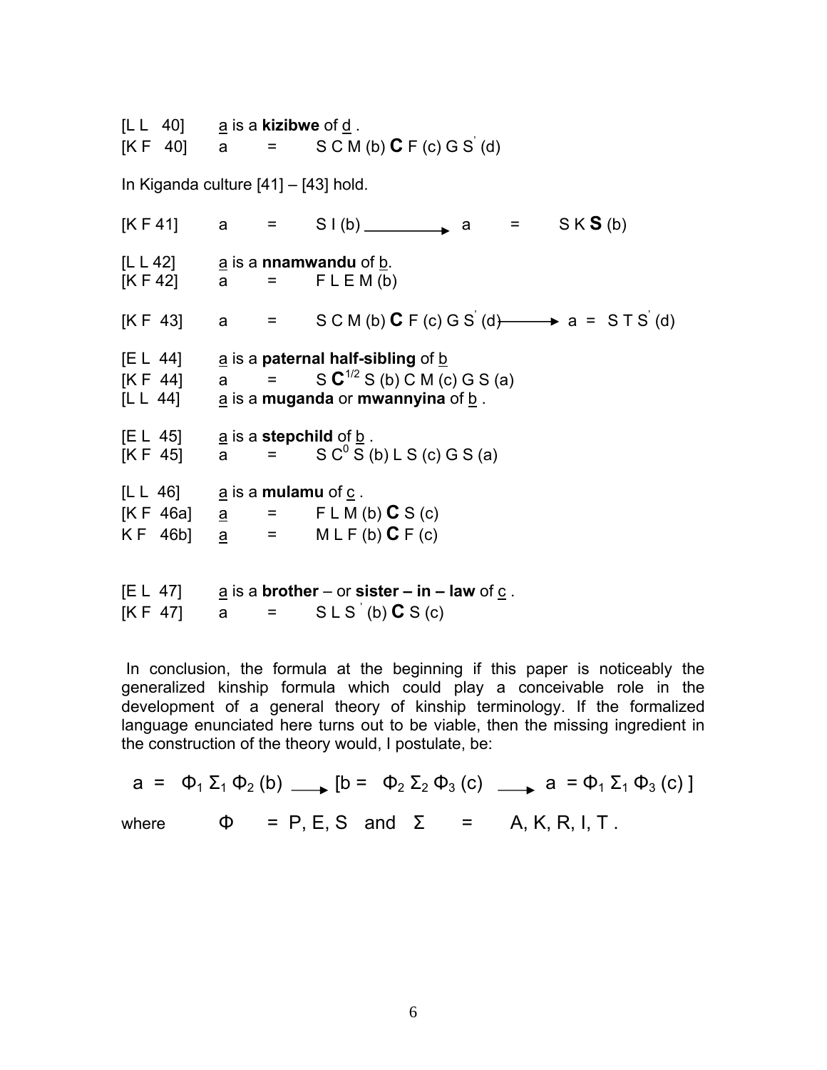[L L 40] a is a **kizibwe** of d .
[K F 40] a = S C M (b) **C** F (c) G S' (d)

In Kiganda culture [41] – [43] hold.

[K F 41] a = S I (b) ⟶ a = S K **S** (b)

[L L 42] a is a **nnamwandu** of b.
[K F 42] a = F L E M (b)

[K F 43] a = S C M (b) **C** F (c) G S' (d) ⟶ a = S T S' (d)

[E L 44] a is a **paternal half-sibling** of b
[K F 44] a = S $\mathbf{C}^{1/2}$ S (b) C M (c) G S (a)
[L L 44] a is a **muganda** or **mwannyina** of b .

[E L 45] a is a **stepchild** of b .
[K F 45] a = S $C^0$ S (b) L S (c) G S (a)

[L L 46] a is a **mulamu** of c .
[K F 46a] a = F L M (b) **C** S (c)
K F 46b] a = M L F (b) **C** F (c)

[E L 47] a is a **brother** – or **sister – in – law** of c .
[K F 47] a = S L S' (b) **C** S (c)

In conclusion, the formula at the beginning if this paper is noticeably the generalized kinship formula which could play a conceivable role in the development of a general theory of kinship terminology. If the formalized language enunciated here turns out to be viable, then the missing ingredient in the construction of the theory would, I postulate, be:

$$a = \Phi_1 \Sigma_1 \Phi_2 (b) \longrightarrow [b = \Phi_2 \Sigma_2 \Phi_3 (c) \longrightarrow a = \Phi_1 \Sigma_1 \Phi_3 (c)]$$

where $\Phi$ = P, E, S and $\Sigma$ = A, K, R, I, T .